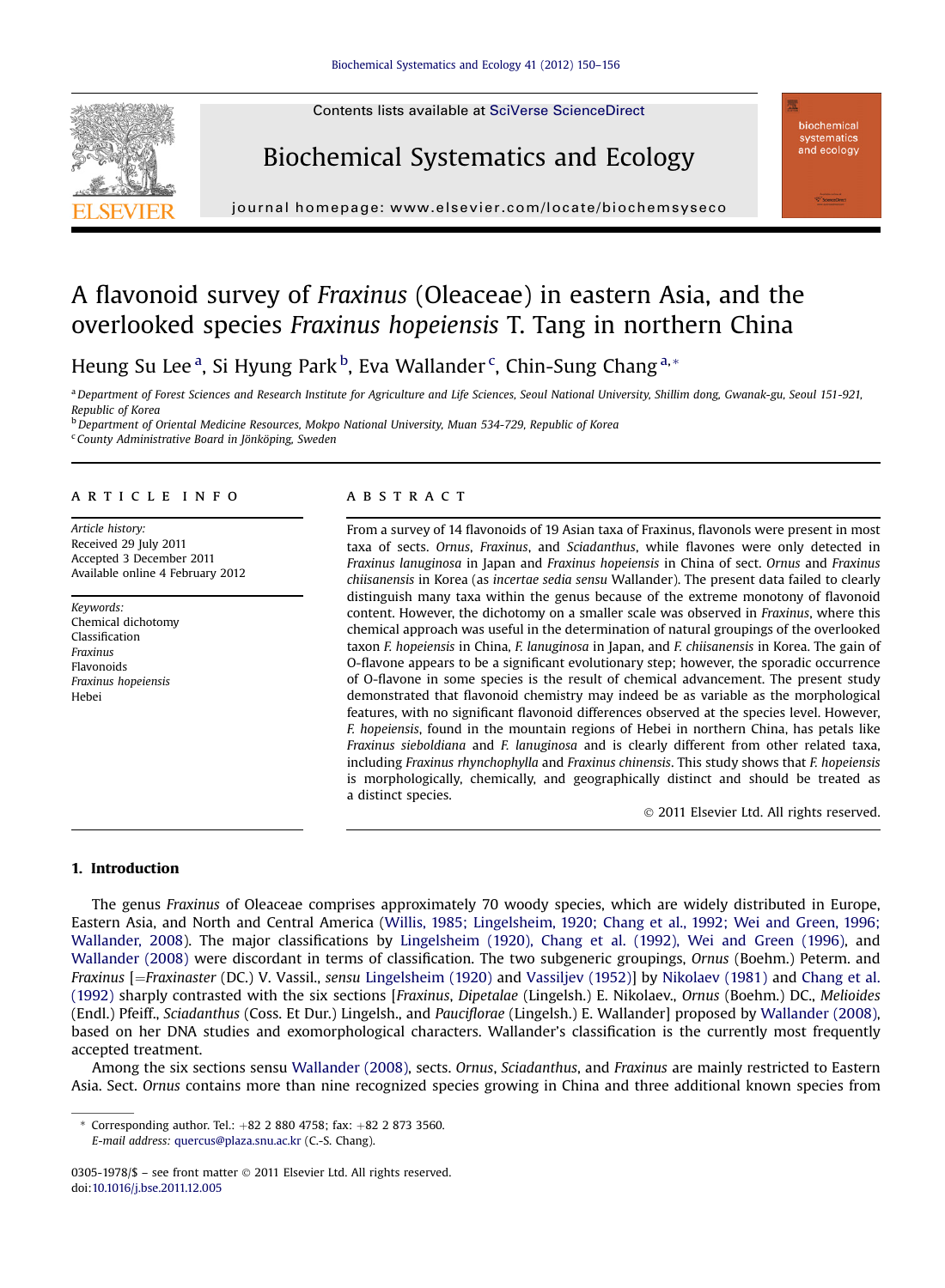# A flavonoid survey of *Fraxinus* (Oleaceae) in eastern Asia, and the overlooked species *Fraxinus hopeiensis* T. Tang in northern China

Heung Su Lee [a], Si Hyung Park [b], Eva Wallander [c], Chin-Sung Chang [a,*]

[a] Department of Forest Sciences and Research Institute for Agriculture and Life Sciences, Seoul National University, Shillim dong, Gwanak-gu, Seoul 151-921, Republic of Korea

[b] Department of Oriental Medicine Resources, Mokpo National University, Muan 534-729, Republic of Korea

[c] County Administrative Board in Jönköping, Sweden

**ARTICLE INFO**

*Article history:*
Received 29 July 2011
Accepted 3 December 2011
Available online 4 February 2012

*Keywords:*
Chemical dichotomy
Classification
*Fraxinus*
Flavonoids
*Fraxinus hopeiensis*
Hebei

**ABSTRACT**

From a survey of 14 flavonoids of 19 Asian taxa of Fraxinus, flavonols were present in most taxa of sects. *Ornus*, *Fraxinus*, and *Sciadanthus*, while flavones were only detected in *Fraxinus lanuginosa* in Japan and *Fraxinus hopeiensis* in China of sect. *Ornus* and *Fraxinus chiisanensis* in Korea (as *incertae sedia sensu* Wallander). The present data failed to clearly distinguish many taxa within the genus because of the extreme monotony of flavonoid content. However, the dichotomy on a smaller scale was observed in *Fraxinus*, where this chemical approach was useful in the determination of natural groupings of the overlooked taxon *F. hopeiensis* in China, *F. lanuginosa* in Japan, and *F. chiisanensis* in Korea. The gain of O-flavone appears to be a significant evolutionary step; however, the sporadic occurrence of O-flavone in some species is the result of chemical advancement. The present study demonstrated that flavonoid chemistry may indeed be as variable as the morphological features, with no significant flavonoid differences observed at the species level. However, *F. hopeiensis*, found in the mountain regions of Hebei in northern China, has petals like *Fraxinus sieboldiana* and *F. lanuginosa* and is clearly different from other related taxa, including *Fraxinus rhynchophylla* and *Fraxinus chinensis*. This study shows that *F. hopeiensis* is morphologically, chemically, and geographically distinct and should be treated as a distinct species.

© 2011 Elsevier Ltd. All rights reserved.

## 1. Introduction

The genus *Fraxinus* of Oleaceae comprises approximately 70 woody species, which are widely distributed in Europe, Eastern Asia, and North and Central America (Willis, 1985; Lingelsheim, 1920; Chang et al., 1992; Wei and Green, 1996; Wallander, 2008). The major classifications by Lingelsheim (1920), Chang et al. (1992), Wei and Green (1996), and Wallander (2008) were discordant in terms of classification. The two subgeneric groupings, *Ornus* (Boehm.) Peterm. and *Fraxinus* [=*Fraxinaster* (DC.) V. Vassil., *sensu* Lingelsheim (1920) and Vassiljev (1952)] by Nikolaev (1981) and Chang et al. (1992) sharply contrasted with the six sections [*Fraxinus*, *Dipetalae* (Lingelsh.) E. Nikolaev., *Ornus* (Boehm.) DC., *Melioides* (Endl.) Pfeiff., *Sciadanthus* (Coss. Et Dur.) Lingelsh., and *Pauciflorae* (Lingelsh.) E. Wallander] proposed by Wallander (2008), based on her DNA studies and exomorphological characters. Wallander's classification is the currently most frequently accepted treatment.

Among the six sections sensu Wallander (2008), sects. *Ornus*, *Sciadanthus*, and *Fraxinus* are mainly restricted to Eastern Asia. Sect. *Ornus* contains more than nine recognized species growing in China and three additional known species from

* Corresponding author. Tel.: +82 2 880 4758; fax: +82 2 873 3560.
*E-mail address:* quercus@plaza.snu.ac.kr (C.-S. Chang).

0305-1978/$ – see front matter © 2011 Elsevier Ltd. All rights reserved.
doi:10.1016/j.bse.2011.12.005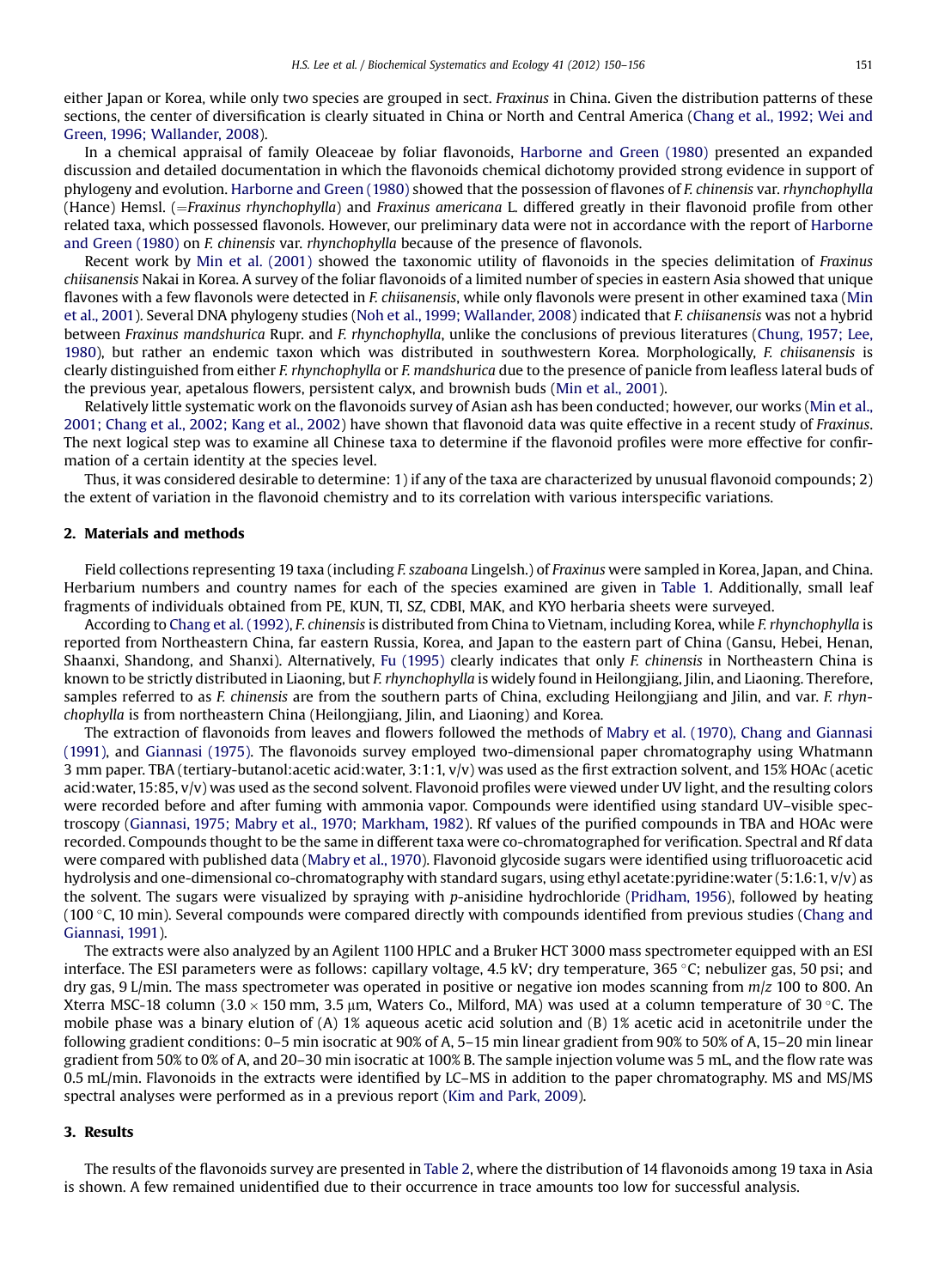either Japan or Korea, while only two species are grouped in sect. *Fraxinus* in China. Given the distribution patterns of these sections, the center of diversification is clearly situated in China or North and Central America (Chang et al., 1992; Wei and Green, 1996; Wallander, 2008).

In a chemical appraisal of family Oleaceae by foliar flavonoids, Harborne and Green (1980) presented an expanded discussion and detailed documentation in which the flavonoids chemical dichotomy provided strong evidence in support of phylogeny and evolution. Harborne and Green (1980) showed that the possession of flavones of *F. chinensis* var. *rhynchophylla* (Hance) Hemsl. (=*Fraxinus rhynchophylla*) and *Fraxinus americana* L. differed greatly in their flavonoid profile from other related taxa, which possessed flavonols. However, our preliminary data were not in accordance with the report of Harborne and Green (1980) on *F. chinensis* var. *rhynchophylla* because of the presence of flavonols.

Recent work by Min et al. (2001) showed the taxonomic utility of flavonoids in the species delimitation of *Fraxinus chiisanensis* Nakai in Korea. A survey of the foliar flavonoids of a limited number of species in eastern Asia showed that unique flavones with a few flavonols were detected in *F. chiisanensis*, while only flavonols were present in other examined taxa (Min et al., 2001). Several DNA phylogeny studies (Noh et al., 1999; Wallander, 2008) indicated that *F. chiisanensis* was not a hybrid between *Fraxinus mandshurica* Rupr. and *F. rhynchophylla*, unlike the conclusions of previous literatures (Chung, 1957; Lee, 1980), but rather an endemic taxon which was distributed in southwestern Korea. Morphologically, *F. chiisanensis* is clearly distinguished from either *F. rhynchophylla* or *F. mandshurica* due to the presence of panicle from leafless lateral buds of the previous year, apetalous flowers, persistent calyx, and brownish buds (Min et al., 2001).

Relatively little systematic work on the flavonoids survey of Asian ash has been conducted; however, our works (Min et al., 2001; Chang et al., 2002; Kang et al., 2002) have shown that flavonoid data was quite effective in a recent study of *Fraxinus*. The next logical step was to examine all Chinese taxa to determine if the flavonoid profiles were more effective for confirmation of a certain identity at the species level.

Thus, it was considered desirable to determine: 1) if any of the taxa are characterized by unusual flavonoid compounds; 2) the extent of variation in the flavonoid chemistry and to its correlation with various interspecific variations.

## 2. Materials and methods

Field collections representing 19 taxa (including *F. szaboana* Lingelsh.) of *Fraxinus* were sampled in Korea, Japan, and China. Herbarium numbers and country names for each of the species examined are given in Table 1. Additionally, small leaf fragments of individuals obtained from PE, KUN, TI, SZ, CDBI, MAK, and KYO herbaria sheets were surveyed.

According to Chang et al. (1992), *F. chinensis* is distributed from China to Vietnam, including Korea, while *F. rhynchophylla* is reported from Northeastern China, far eastern Russia, Korea, and Japan to the eastern part of China (Gansu, Hebei, Henan, Shaanxi, Shandong, and Shanxi). Alternatively, Fu (1995) clearly indicates that only *F. chinensis* in Northeastern China is known to be strictly distributed in Liaoning, but *F. rhynchophylla* is widely found in Heilongjiang, Jilin, and Liaoning. Therefore, samples referred to as *F. chinensis* are from the southern parts of China, excluding Heilongjiang and Jilin, and var. *F. rhynchophylla* is from northeastern China (Heilongjiang, Jilin, and Liaoning) and Korea.

The extraction of flavonoids from leaves and flowers followed the methods of Mabry et al. (1970), Chang and Giannasi (1991), and Giannasi (1975). The flavonoids survey employed two-dimensional paper chromatography using Whatmann 3 mm paper. TBA (tertiary-butanol:acetic acid:water, 3:1:1, v/v) was used as the first extraction solvent, and 15% HOAc (acetic acid:water, 15:85, v/v) was used as the second solvent. Flavonoid profiles were viewed under UV light, and the resulting colors were recorded before and after fuming with ammonia vapor. Compounds were identified using standard UV–visible spectroscopy (Giannasi, 1975; Mabry et al., 1970; Markham, 1982). Rf values of the purified compounds in TBA and HOAc were recorded. Compounds thought to be the same in different taxa were co-chromatographed for verification. Spectral and Rf data were compared with published data (Mabry et al., 1970). Flavonoid glycoside sugars were identified using trifluoroacetic acid hydrolysis and one-dimensional co-chromatography with standard sugars, using ethyl acetate:pyridine:water (5:1.6:1, v/v) as the solvent. The sugars were visualized by spraying with *p*-anisidine hydrochloride (Pridham, 1956), followed by heating (100 °C, 10 min). Several compounds were compared directly with compounds identified from previous studies (Chang and Giannasi, 1991).

The extracts were also analyzed by an Agilent 1100 HPLC and a Bruker HCT 3000 mass spectrometer equipped with an ESI interface. The ESI parameters were as follows: capillary voltage, 4.5 kV; dry temperature, 365 °C; nebulizer gas, 50 psi; and dry gas, 9 L/min. The mass spectrometer was operated in positive or negative ion modes scanning from $m/z$ 100 to 800. An Xterra MSC-18 column (3.0 × 150 mm, 3.5 μm, Waters Co., Milford, MA) was used at a column temperature of 30 °C. The mobile phase was a binary elution of (A) 1% aqueous acetic acid solution and (B) 1% acetic acid in acetonitrile under the following gradient conditions: 0–5 min isocratic at 90% of A, 5–15 min linear gradient from 90% to 50% of A, 15–20 min linear gradient from 50% to 0% of A, and 20–30 min isocratic at 100% B. The sample injection volume was 5 mL, and the flow rate was 0.5 mL/min. Flavonoids in the extracts were identified by LC–MS in addition to the paper chromatography. MS and MS/MS spectral analyses were performed as in a previous report (Kim and Park, 2009).

## 3. Results

The results of the flavonoids survey are presented in Table 2, where the distribution of 14 flavonoids among 19 taxa in Asia is shown. A few remained unidentified due to their occurrence in trace amounts too low for successful analysis.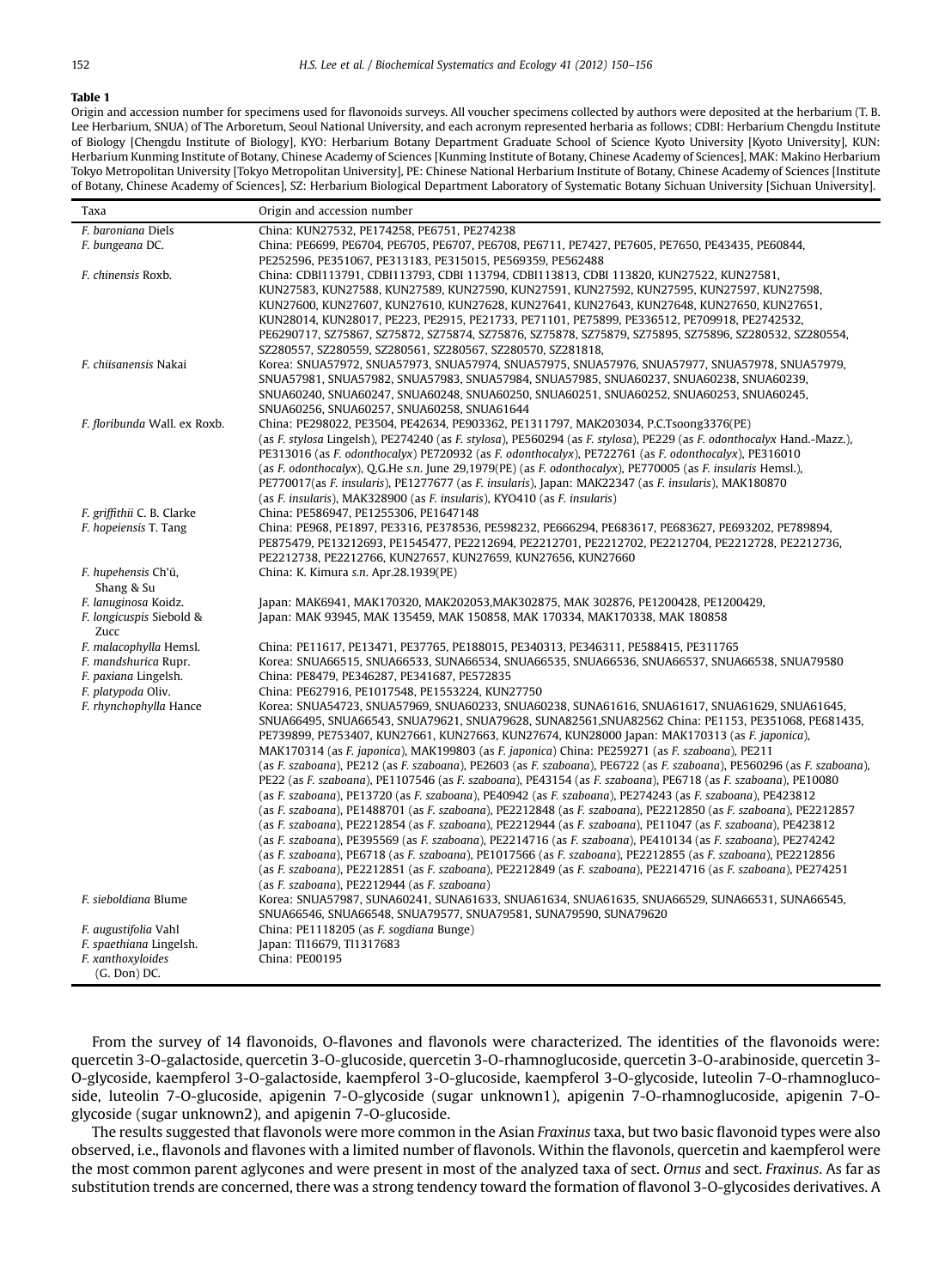**Table 1**

Origin and accession number for specimens used for flavonoids surveys. All voucher specimens collected by authors were deposited at the herbarium (T. B. Lee Herbarium, SNUA) of The Arboretum, Seoul National University, and each acronym represented herbaria as follows; CDBI: Herbarium Chengdu Institute of Biology [Chengdu Institute of Biology], KYO: Herbarium Botany Department Graduate School of Science Kyoto University [Kyoto University], KUN: Herbarium Kunming Institute of Botany, Chinese Academy of Sciences [Kunming Institute of Botany, Chinese Academy of Sciences], MAK: Makino Herbarium Tokyo Metropolitan University [Tokyo Metropolitan University], PE: Chinese National Herbarium Institute of Botany, Chinese Academy of Sciences [Institute of Botany, Chinese Academy of Sciences], SZ: Herbarium Biological Department Laboratory of Systematic Botany Sichuan University [Sichuan University].

| Taxa | Origin and accession number |
|---|---|
| *F. baroniana* Diels | China: KUN27532, PE174258, PE6751, PE274238 |
| *F. bungeana* DC. | China: PE6699, PE6704, PE6705, PE6707, PE6708, PE6711, PE7427, PE7605, PE7650, PE43435, PE60844, PE252596, PE351067, PE313183, PE315015, PE569359, PE562488 |
| *F. chinensis* Roxb. | China: CDBI113791, CDBI113793, CDBI 113794, CDBI113813, CDBI 113820, KUN27522, KUN27581, KUN27583, KUN27588, KUN27589, KUN27590, KUN27591, KUN27592, KUN27595, KUN27597, KUN27598, KUN27600, KUN27607, KUN27610, KUN27628, KUN27641, KUN27643, KUN27648, KUN27650, KUN27651, KUN28014, KUN28017, PE223, PE2915, PE21733, PE71101, PE75899, PE336512, PE709918, PE2742532, PE6290717, SZ75867, SZ75872, SZ75874, SZ75876, SZ75878, SZ75879, SZ75895, SZ75896, SZ280532, SZ280554, SZ280557, SZ280559, SZ280561, SZ280567, SZ280570, SZ281818, |
| *F. chiisanensis* Nakai | Korea: SNUA57972, SNUA57973, SNUA57974, SNUA57975, SNUA57976, SNUA57977, SNUA57978, SNUA57979, SNUA57981, SNUA57982, SNUA57983, SNUA57984, SNUA57985, SNUA60237, SNUA60238, SNUA60239, SNUA60240, SNUA60247, SNUA60248, SNUA60250, SNUA60251, SNUA60252, SNUA60253, SNUA60245, SNUA60256, SNUA60257, SNUA60258, SNUA61644 |
| *F. floribunda* Wall. ex Roxb. | China: PE298022, PE3504, PE42634, PE903362, PE1311797, MAK203034, P.C.Tsoong3376(PE) (as *F. stylosa* Lingelsh), PE274240 (as *F. stylosa*), PE560294 (as *F. stylosa*), PE229 (as *F. odonthocalyx* Hand.-Mazz.), PE313016 (as *F. odonthocalyx*) PE720932 (as *F. odonthocalyx*), PE722761 (as *F. odonthocalyx*), PE316010 (as *F. odonthocalyx*), Q.G.He *s.n.* June 29,1979(PE) (as *F. odonthocalyx*), PE770005 (as *F. insularis* Hemsl.), PE770017(as *F. insularis*), PE1277677 (as *F. insularis*), Japan: MAK22347 (as *F. insularis*), MAK180870 (as *F. insularis*), MAK328900 (as *F. insularis*), KYO410 (as *F. insularis*) |
| *F. griffithii* C. B. Clarke | China: PE586947, PE1255306, PE1647148 |
| *F. hopeiensis* T. Tang | China: PE968, PE1897, PE3316, PE378536, PE598232, PE666294, PE683617, PE683627, PE693202, PE789894, PE875479, PE13212693, PE1545477, PE2212694, PE2212701, PE2212702, PE2212704, PE2212728, PE2212736, PE2212738, PE2212766, KUN27657, KUN27659, KUN27656, KUN27660 |
| *F. hupehensis* Ch'ü, Shang & Su | China: K. Kimura *s.n.* Apr.28.1939(PE) |
| *F. lanuginosa* Koidz. | Japan: MAK6941, MAK170320, MAK202053,MAK302875, MAK 302876, PE1200428, PE1200429, |
| *F. longicuspis* Siebold & Zucc | Japan: MAK 93945, MAK 135459, MAK 150858, MAK 170334, MAK170338, MAK 180858 |
| *F. malacophylla* Hemsl. | China: PE11617, PE13471, PE37765, PE188015, PE340313, PE346311, PE588415, PE311765 |
| *F. mandshurica* Rupr. | Korea: SNUA66515, SNUA66533, SUNA66534, SNUA66535, SNUA66536, SNUA66537, SNUA66538, SNUA79580 |
| *F. paxiana* Lingelsh. | China: PE8479, PE346287, PE341687, PE572835 |
| *F. platypoda* Oliv. | China: PE627916, PE1017548, PE1553224, KUN27750 |
| *F. rhynchophylla* Hance | Korea: SNUA54723, SNUA57969, SNUA60233, SNUA60238, SUNA61616, SNUA61617, SNUA61629, SNUA61645, SNUA66495, SNUA66543, SNUA79621, SNUA79628, SUNA82561,SNUA82562 China: PE1153, PE351068, PE681435, PE739899, PE753407, KUN27661, KUN27663, KUN27674, KUN28000 Japan: MAK170313 (as *F. japonica*), MAK170314 (as *F. japonica*), MAK199803 (as *F. japonica*) China: PE259271 (as *F. szaboana*), PE211 (as *F. szaboana*), PE212 (as *F. szaboana*), PE2603 (as *F. szaboana*), PE6722 (as *F. szaboana*), PE560296 (as *F. szaboana*), PE22 (as *F. szaboana*), PE1107546 (as *F. szaboana*), PE43154 (as *F. szaboana*), PE6718 (as *F. szaboana*), PE10080 (as *F. szaboana*), PE13720 (as *F. szaboana*), PE40942 (as *F. szaboana*), PE274243 (as *F. szaboana*), PE423812 (as *F. szaboana*), PE1488701 (as *F. szaboana*), PE2212848 (as *F. szaboana*), PE2212850 (as *F. szaboana*), PE2212857 (as *F. szaboana*), PE2212854 (as *F. szaboana*), PE2212944 (as *F. szaboana*), PE11047 (as *F. szaboana*), PE423812 (as *F. szaboana*), PE395569 (as *F. szaboana*), PE2214716 (as *F. szaboana*), PE410134 (as *F. szaboana*), PE274242 (as *F. szaboana*), PE6718 (as *F. szaboana*), PE1017566 (as *F. szaboana*), PE2212855 (as *F. szaboana*), PE2212856 (as *F. szaboana*), PE2212851 (as *F. szaboana*), PE2212849 (as *F. szaboana*), PE2214716 (as *F. szaboana*), PE274251 (as *F. szaboana*), PE2212944 (as *F. szaboana*) |
| *F. sieboldiana* Blume | Korea: SNUA57987, SUNA60241, SNUA61633, SNUA61634, SNUA61635, SNUA66529, SNUA66531, SNUA66545, SNUA66546, SNUA66548, SNUA79577, SNUA79581, SUNA79590, SUNA79620 |
| *F. augustifolia* Vahl | China: PE1118205 (as *F. sogdiana* Bunge) |
| *F. spaethiana* Lingelsh. | Japan: TI16679, TI1317683 |
| *F. xanthoxyloides* (G. Don) DC. | China: PE00195 |

From the survey of 14 flavonoids, O-flavones and flavonols were characterized. The identities of the flavonoids were: quercetin 3-O-galactoside, quercetin 3-O-glucoside, quercetin 3-O-rhamnoglucoside, quercetin 3-O-arabinoside, quercetin 3-O-glycoside, kaempferol 3-O-galactoside, kaempferol 3-O-glucoside, kaempferol 3-O-glycoside, luteolin 7-O-rhamnoglucoside, luteolin 7-O-glucoside, apigenin 7-O-glycoside (sugar unknown1), apigenin 7-O-rhamnoglucoside, apigenin 7-O-glycoside (sugar unknown2), and apigenin 7-O-glucoside.

The results suggested that flavonols were more common in the Asian *Fraxinus* taxa, but two basic flavonoid types were also observed, i.e., flavonols and flavones with a limited number of flavonols. Within the flavonols, quercetin and kaempferol were the most common parent aglycones and were present in most of the analyzed taxa of sect. *Ornus* and sect. *Fraxinus*. As far as substitution trends are concerned, there was a strong tendency toward the formation of flavonol 3-O-glycosides derivatives. A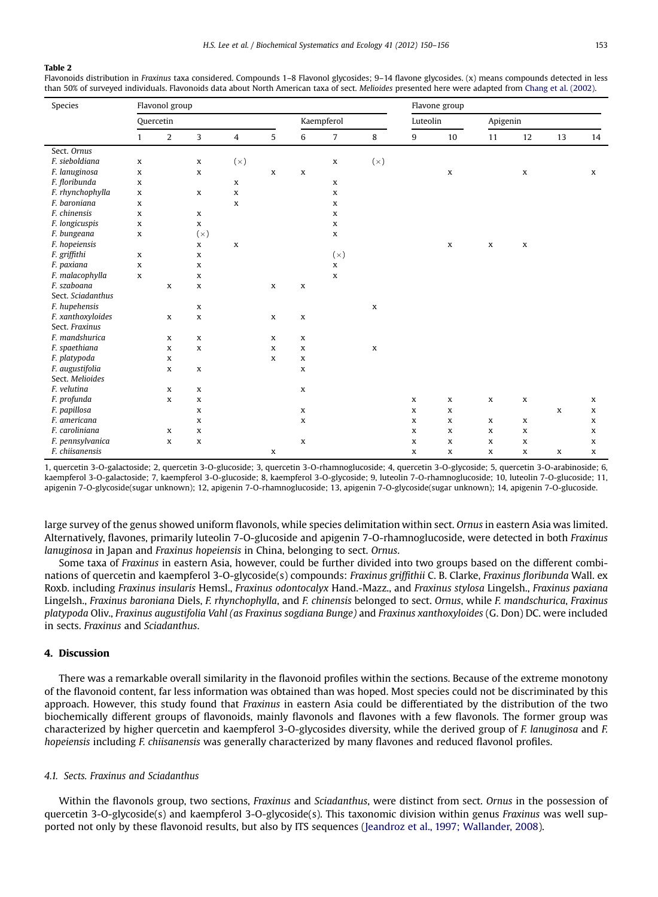**Table 2**

Flavonoids distribution in *Fraxinus* taxa considered. Compounds 1–8 Flavonol glycosides; 9–14 flavone glycosides. (x) means compounds detected in less than 50% of surveyed individuals. Flavonoids data about North American taxa of sect. *Melioides* presented here were adapted from Chang et al. (2002).

| Species | Flavonol group | | | | | | | | Flavone group | | | | | |
|---|---|---|---|---|---|---|---|---|---|---|---|---|---|---|
| | Quercetin | | | | | Kaempferol | | | Luteolin | | Apigenin | | | |
| | 1 | 2 | 3 | 4 | 5 | 6 | 7 | 8 | 9 | 10 | 11 | 12 | 13 | 14 |
| Sect. *Ornus* | | | | | | | | | | | | | | |
| *F. sieboldiana* | x | | x | (×) | | | x | (×) | | | | | | |
| *F. lanuginosa* | x | | x | | x | x | | | | x | | x | | x |
| *F. floribunda* | x | | | x | | | x | | | | | | | |
| *F. rhynchophylla* | x | | x | x | | | x | | | | | | | |
| *F. baroniana* | x | | | x | | | x | | | | | | | |
| *F. chinensis* | x | | x | | | | x | | | | | | | |
| *F. longicuspis* | x | | x | | | | x | | | | | | | |
| *F. bungeana* | x | | (×) | | | | x | | | | | | | |
| *F. hopeiensis* | | | x | x | | | | | | x | x | x | | |
| *F. griffithi* | x | | x | | | | (×) | | | | | | | |
| *F. paxiana* | x | | x | | | | x | | | | | | | |
| *F. malacophylla* | x | | x | | | | x | | | | | | | |
| *F. szaboana* | | x | x | | x | x | | | | | | | | |
| Sect. *Sciadanthus* | | | | | | | | | | | | | | |
| *F. hupehensis* | | | x | | | | | x | | | | | | |
| *F. xanthoxyloides* | | x | x | | x | x | | | | | | | | |
| Sect. *Fraxinus* | | | | | | | | | | | | | | |
| *F. mandshurica* | | x | x | | x | x | | | | | | | | |
| *F. spaethiana* | | x | x | | x | x | | x | | | | | | |
| *F. platypoda* | | x | | | x | x | | | | | | | | |
| *F. augustifolia* | | x | x | | | x | | | | | | | | |
| Sect. *Melioides* | | | | | | | | | | | | | | |
| *F. velutina* | | x | x | | | x | | | | | | | | |
| *F. profunda* | | x | x | | | | | | x | x | x | x | | x |
| *F. papillosa* | | | x | | | x | | | x | x | | | x | x |
| *F. americana* | | | x | | | x | | | x | x | x | x | | x |
| *F. caroliniana* | | x | x | | | | | | x | x | x | x | | x |
| *F. pennsylvanica* | | x | x | | | x | | | x | x | x | x | | x |
| *F. chiisanensis* | | | | | x | | | | x | x | x | x | x | x |

1, quercetin 3-O-galactoside; 2, quercetin 3-O-glucoside; 3, quercetin 3-O-rhamnoglucoside; 4, quercetin 3-O-glycoside; 5, quercetin 3-O-arabinoside; 6, kaempferol 3-O-galactoside; 7, kaempferol 3-O-glucoside; 8, kaempferol 3-O-glycoside; 9, luteolin 7-O-rhamnoglucoside; 10, luteolin 7-O-glucoside; 11, apigenin 7-O-glycoside(sugar unknown); 12, apigenin 7-O-rhamnoglucoside; 13, apigenin 7-O-glycoside(sugar unknown); 14, apigenin 7-O-glucoside.

large survey of the genus showed uniform flavonols, while species delimitation within sect. *Ornus* in eastern Asia was limited. Alternatively, flavones, primarily luteolin 7-O-glucoside and apigenin 7-O-rhamnoglucoside, were detected in both *Fraxinus lanuginosa* in Japan and *Fraxinus hopeiensis* in China, belonging to sect. *Ornus*.

Some taxa of *Fraxinus* in eastern Asia, however, could be further divided into two groups based on the different combinations of quercetin and kaempferol 3-O-glycoside(s) compounds: *Fraxinus griffithii* C. B. Clarke, *Fraxinus floribunda* Wall. ex Roxb. including *Fraxinus insularis* Hemsl., *Fraxinus odontocalyx* Hand.-Mazz., and *Fraxinus stylosa* Lingelsh., *Fraxinus paxiana* Lingelsh., *Fraxinus baroniana* Diels, *F. rhynchophylla*, and *F. chinensis* belonged to sect. *Ornus*, while *F. mandschurica*, *Fraxinus platypoda* Oliv., *Fraxinus augustifolia Vahl (as Fraxinus sogdiana Bunge)* and *Fraxinus xanthoxyloides* (G. Don) DC. were included in sects. *Fraxinus* and *Sciadanthus*.

## 4. Discussion

There was a remarkable overall similarity in the flavonoid profiles within the sections. Because of the extreme monotony of the flavonoid content, far less information was obtained than was hoped. Most species could not be discriminated by this approach. However, this study found that *Fraxinus* in eastern Asia could be differentiated by the distribution of the two biochemically different groups of flavonoids, mainly flavonols and flavones with a few flavonols. The former group was characterized by higher quercetin and kaempferol 3-O-glycosides diversity, while the derived group of *F. lanuginosa* and *F. hopeiensis* including *F. chiisanensis* was generally characterized by many flavones and reduced flavonol profiles.

### 4.1. Sects. Fraxinus and Sciadanthus

Within the flavonols group, two sections, *Fraxinus* and *Sciadanthus*, were distinct from sect. *Ornus* in the possession of quercetin 3-O-glycoside(s) and kaempferol 3-O-glycoside(s). This taxonomic division within genus *Fraxinus* was well supported not only by these flavonoid results, but also by ITS sequences (Jeandroz et al., 1997; Wallander, 2008).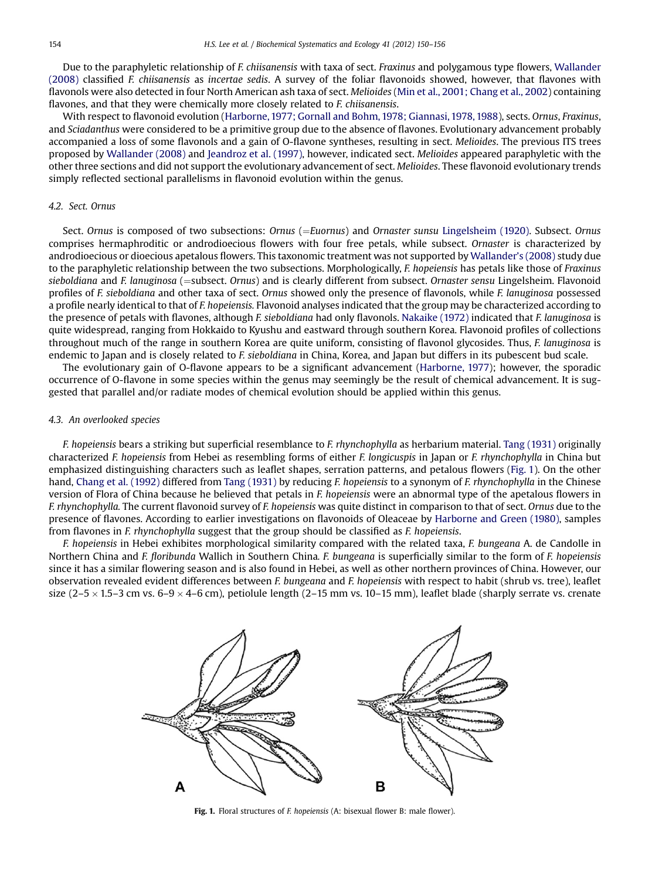Due to the paraphyletic relationship of *F. chiisanensis* with taxa of sect. *Fraxinus* and polygamous type flowers, Wallander (2008) classified *F. chiisanensis* as *incertae sedis*. A survey of the foliar flavonoids showed, however, that flavones with flavonols were also detected in four North American ash taxa of sect. *Melioides* (Min et al., 2001; Chang et al., 2002) containing flavones, and that they were chemically more closely related to *F. chiisanensis*.

With respect to flavonoid evolution (Harborne, 1977; Gornall and Bohm, 1978; Giannasi, 1978, 1988), sects. *Ornus*, *Fraxinus*, and *Sciadanthus* were considered to be a primitive group due to the absence of flavones. Evolutionary advancement probably accompanied a loss of some flavonols and a gain of O-flavone syntheses, resulting in sect. *Melioides*. The previous ITS trees proposed by Wallander (2008) and Jeandroz et al. (1997), however, indicated sect. *Melioides* appeared paraphyletic with the other three sections and did not support the evolutionary advancement of sect. *Melioides*. These flavonoid evolutionary trends simply reflected sectional parallelisms in flavonoid evolution within the genus.

### 4.2. Sect. Ornus

Sect. *Ornus* is composed of two subsections: *Ornus* (=*Euornus*) and *Ornaster sunsu* Lingelsheim (1920). Subsect. *Ornus* comprises hermaphroditic or androdioecious flowers with four free petals, while subsect. *Ornaster* is characterized by androdioecious or dioecious apetalous flowers. This taxonomic treatment was not supported by Wallander's (2008) study due to the paraphyletic relationship between the two subsections. Morphologically, *F. hopeiensis* has petals like those of *Fraxinus sieboldiana* and *F. lanuginosa* (=subsect. *Ornus*) and is clearly different from subsect. *Ornaster sensu* Lingelsheim. Flavonoid profiles of *F. sieboldiana* and other taxa of sect. *Ornus* showed only the presence of flavonols, while *F. lanuginosa* possessed a profile nearly identical to that of *F. hopeiensis*. Flavonoid analyses indicated that the group may be characterized according to the presence of petals with flavones, although *F. sieboldiana* had only flavonols. Nakaike (1972) indicated that *F. lanuginosa* is quite widespread, ranging from Hokkaido to Kyushu and eastward through southern Korea. Flavonoid profiles of collections throughout much of the range in southern Korea are quite uniform, consisting of flavonol glycosides. Thus, *F. lanuginosa* is endemic to Japan and is closely related to *F. sieboldiana* in China, Korea, and Japan but differs in its pubescent bud scale.

The evolutionary gain of O-flavone appears to be a significant advancement (Harborne, 1977); however, the sporadic occurrence of O-flavone in some species within the genus may seemingly be the result of chemical advancement. It is suggested that parallel and/or radiate modes of chemical evolution should be applied within this genus.

### 4.3. An overlooked species

*F. hopeiensis* bears a striking but superficial resemblance to *F. rhynchophylla* as herbarium material. Tang (1931) originally characterized *F. hopeiensis* from Hebei as resembling forms of either *F. longicuspis* in Japan or *F. rhynchophylla* in China but emphasized distinguishing characters such as leaflet shapes, serration patterns, and petalous flowers (Fig. 1). On the other hand, Chang et al. (1992) differed from Tang (1931) by reducing *F. hopeiensis* to a synonym of *F. rhynchophylla* in the Chinese version of Flora of China because he believed that petals in *F. hopeiensis* were an abnormal type of the apetalous flowers in *F. rhynchophylla*. The current flavonoid survey of *F. hopeiensis* was quite distinct in comparison to that of sect. *Ornus* due to the presence of flavones. According to earlier investigations on flavonoids of Oleaceae by Harborne and Green (1980), samples from flavones in *F. rhynchophylla* suggest that the group should be classified as *F. hopeiensis*.

*F. hopeiensis* in Hebei exhibits morphological similarity compared with the related taxa, *F. bungeana* A. de Candolle in Northern China and *F. floribunda* Wallich in Southern China. *F. bungeana* is superficially similar to the form of *F. hopeiensis* since it has a similar flowering season and is also found in Hebei, as well as other northern provinces of China. However, our observation revealed evident differences between *F. bungeana* and *F. hopeiensis* with respect to habit (shrub vs. tree), leaflet size (2–5 × 1.5–3 cm vs. 6–9 × 4–6 cm), petiolule length (2–15 mm vs. 10–15 mm), leaflet blade (sharply serrate vs. crenate

**Fig. 1.** Floral structures of *F. hopeiensis* (A: bisexual flower B: male flower).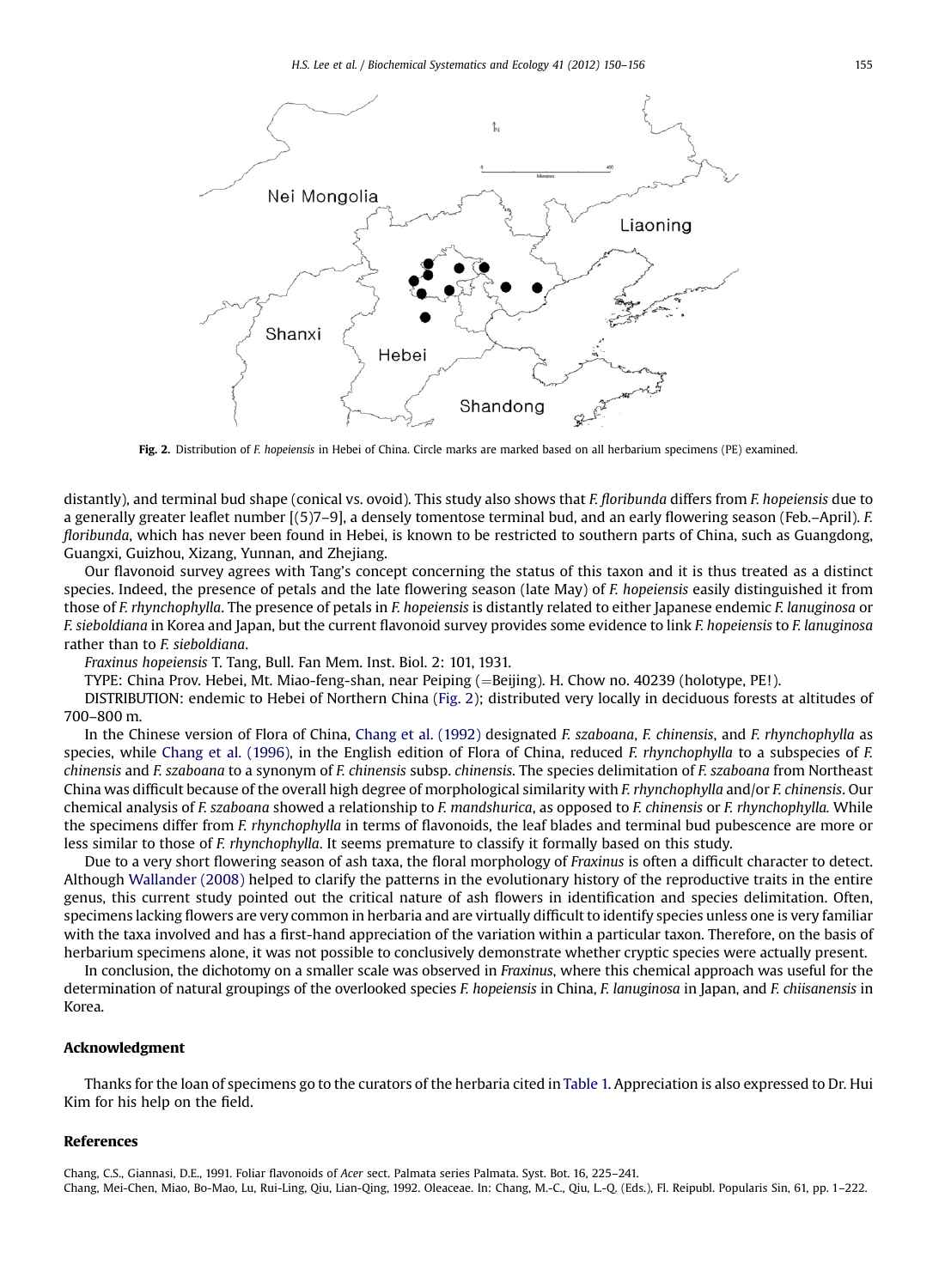Fig. 2. Distribution of *F. hopeiensis* in Hebei of China. Circle marks are marked based on all herbarium specimens (PE) examined.

distantly), and terminal bud shape (conical vs. ovoid). This study also shows that *F. floribunda* differs from *F. hopeiensis* due to a generally greater leaflet number [(5)7–9], a densely tomentose terminal bud, and an early flowering season (Feb.–April). *F. floribunda*, which has never been found in Hebei, is known to be restricted to southern parts of China, such as Guangdong, Guangxi, Guizhou, Xizang, Yunnan, and Zhejiang.

Our flavonoid survey agrees with Tang's concept concerning the status of this taxon and it is thus treated as a distinct species. Indeed, the presence of petals and the late flowering season (late May) of *F. hopeiensis* easily distinguished it from those of *F. rhynchophylla*. The presence of petals in *F. hopeiensis* is distantly related to either Japanese endemic *F. lanuginosa* or *F. sieboldiana* in Korea and Japan, but the current flavonoid survey provides some evidence to link *F. hopeiensis* to *F. lanuginosa* rather than to *F. sieboldiana*.

*Fraxinus hopeiensis* T. Tang, Bull. Fan Mem. Inst. Biol. 2: 101, 1931.

TYPE: China Prov. Hebei, Mt. Miao-feng-shan, near Peiping (=Beijing). H. Chow no. 40239 (holotype, PE!).

DISTRIBUTION: endemic to Hebei of Northern China (Fig. 2); distributed very locally in deciduous forests at altitudes of 700–800 m.

In the Chinese version of Flora of China, Chang et al. (1992) designated *F. szaboana*, *F. chinensis*, and *F. rhynchophylla* as species, while Chang et al. (1996), in the English edition of Flora of China, reduced *F. rhynchophylla* to a subspecies of *F. chinensis* and *F. szaboana* to a synonym of *F. chinensis* subsp. *chinensis*. The species delimitation of *F. szaboana* from Northeast China was difficult because of the overall high degree of morphological similarity with *F. rhynchophylla* and/or *F. chinensis*. Our chemical analysis of *F. szaboana* showed a relationship to *F. mandshurica*, as opposed to *F. chinensis* or *F. rhynchophylla.* While the specimens differ from *F. rhynchophylla* in terms of flavonoids, the leaf blades and terminal bud pubescence are more or less similar to those of *F. rhynchophylla*. It seems premature to classify it formally based on this study.

Due to a very short flowering season of ash taxa, the floral morphology of *Fraxinus* is often a difficult character to detect. Although Wallander (2008) helped to clarify the patterns in the evolutionary history of the reproductive traits in the entire genus, this current study pointed out the critical nature of ash flowers in identification and species delimitation. Often, specimens lacking flowers are very common in herbaria and are virtually difficult to identify species unless one is very familiar with the taxa involved and has a first-hand appreciation of the variation within a particular taxon. Therefore, on the basis of herbarium specimens alone, it was not possible to conclusively demonstrate whether cryptic species were actually present.

In conclusion, the dichotomy on a smaller scale was observed in *Fraxinus*, where this chemical approach was useful for the determination of natural groupings of the overlooked species *F. hopeiensis* in China, *F. lanuginosa* in Japan, and *F. chiisanensis* in Korea.

## Acknowledgment

Thanks for the loan of specimens go to the curators of the herbaria cited in Table 1. Appreciation is also expressed to Dr. Hui Kim for his help on the field.

## References

Chang, C.S., Giannasi, D.E., 1991. Foliar flavonoids of *Acer* sect. Palmata series Palmata. Syst. Bot. 16, 225–241.

Chang, Mei-Chen, Miao, Bo-Mao, Lu, Rui-Ling, Qiu, Lian-Qing, 1992. Oleaceae. In: Chang, M.-C., Qiu, L.-Q. (Eds.), Fl. Reipubl. Popularis Sin, 61, pp. 1–222.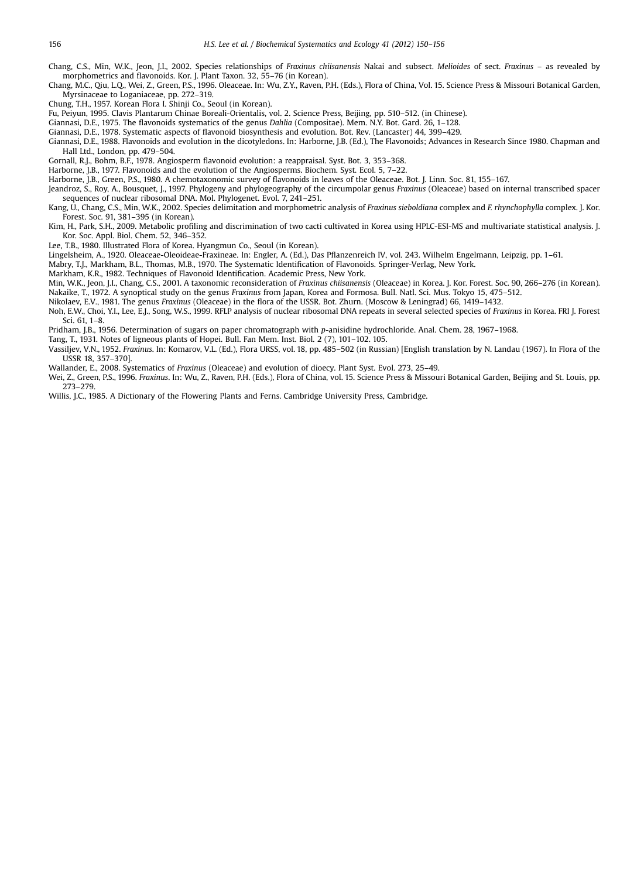Chang, C.S., Min, W.K., Jeon, J.I., 2002. Species relationships of *Fraxinus chiisanensis* Nakai and subsect. *Melioides* of sect. *Fraxinus* – as revealed by morphometrics and flavonoids. Kor. J. Plant Taxon. 32, 55–76 (in Korean).

Chang, M.C., Qiu, L.Q., Wei, Z., Green, P.S., 1996. Oleaceae. In: Wu, Z.Y., Raven, P.H. (Eds.), Flora of China, Vol. 15. Science Press & Missouri Botanical Garden, Myrsinaceae to Loganiaceae, pp. 272–319.

Chung, T.H., 1957. Korean Flora I. Shinji Co., Seoul (in Korean).

Fu, Peiyun, 1995. Clavis Plantarum Chinae Boreali-Orientalis, vol. 2. Science Press, Beijing, pp. 510–512. (in Chinese).

Giannasi, D.E., 1975. The flavonoids systematics of the genus *Dahlia* (Compositae). Mem. N.Y. Bot. Gard. 26, 1–128.

Giannasi, D.E., 1978. Systematic aspects of flavonoid biosynthesis and evolution. Bot. Rev. (Lancaster) 44, 399–429.

Giannasi, D.E., 1988. Flavonoids and evolution in the dicotyledons. In: Harborne, J.B. (Ed.), The Flavonoids; Advances in Research Since 1980. Chapman and Hall Ltd., London, pp. 479–504.

Gornall, R.J., Bohm, B.F., 1978. Angiosperm flavonoid evolution: a reappraisal. Syst. Bot. 3, 353–368.

Harborne, J.B., 1977. Flavonoids and the evolution of the Angiosperms. Biochem. Syst. Ecol. 5, 7–22.

Harborne, J.B., Green, P.S., 1980. A chemotaxonomic survey of flavonoids in leaves of the Oleaceae. Bot. J. Linn. Soc. 81, 155–167.

Jeandroz, S., Roy, A., Bousquet, J., 1997. Phylogeny and phylogeography of the circumpolar genus *Fraxinus* (Oleaceae) based on internal transcribed spacer sequences of nuclear ribosomal DNA. Mol. Phylogenet. Evol. 7, 241–251.

Kang, U., Chang, C.S., Min, W.K., 2002. Species delimitation and morphometric analysis of *Fraxinus sieboldiana* complex and *F. rhynchophylla* complex. J. Kor. Forest. Soc. 91, 381–395 (in Korean).

Kim, H., Park, S.H., 2009. Metabolic profiling and discrimination of two cacti cultivated in Korea using HPLC-ESI-MS and multivariate statistical analysis. J. Kor. Soc. Appl. Biol. Chem. 52, 346–352.

Lee, T.B., 1980. Illustrated Flora of Korea. Hyangmun Co., Seoul (in Korean).

Lingelsheim, A., 1920. Oleaceae-Oleoideae-Fraxineae. In: Engler, A. (Ed.), Das Pflanzenreich IV, vol. 243. Wilhelm Engelmann, Leipzig, pp. 1–61.

Mabry, T.J., Markham, B.L., Thomas, M.B., 1970. The Systematic Identification of Flavonoids. Springer-Verlag, New York.

Markham, K.R., 1982. Techniques of Flavonoid Identification. Academic Press, New York.

Min, W.K., Jeon, J.I., Chang, C.S., 2001. A taxonomic reconsideration of *Fraxinus chiisanensis* (Oleaceae) in Korea. J. Kor. Forest. Soc. 90, 266–276 (in Korean).

Nakaike, T., 1972. A synoptical study on the genus *Fraxinus* from Japan, Korea and Formosa. Bull. Natl. Sci. Mus. Tokyo 15, 475–512.

Nikolaev, E.V., 1981. The genus *Fraxinus* (Oleaceae) in the flora of the USSR. Bot. Zhurn. (Moscow & Leningrad) 66, 1419–1432.

Noh, E.W., Choi, Y.I., Lee, E.J., Song, W.S., 1999. RFLP analysis of nuclear ribosomal DNA repeats in several selected species of *Fraxinus* in Korea. FRI J. Forest Sci. 61, 1–8.

Pridham, J.B., 1956. Determination of sugars on paper chromatograph with *p*-anisidine hydrochloride. Anal. Chem. 28, 1967–1968.

Tang, T., 1931. Notes of ligneous plants of Hopei. Bull. Fan Mem. Inst. Biol. 2 (7), 101–102. 105.

Vassiljev, V.N., 1952. *Fraxinus*. In: Komarov, V.L. (Ed.), Flora URSS, vol. 18, pp. 485–502 (in Russian) [English translation by N. Landau (1967). In Flora of the USSR 18, 357–370].

Wallander, E., 2008. Systematics of *Fraxinus* (Oleaceae) and evolution of dioecy. Plant Syst. Evol. 273, 25–49.

Wei, Z., Green, P.S., 1996. *Fraxinus*. In: Wu, Z., Raven, P.H. (Eds.), Flora of China, vol. 15. Science Press & Missouri Botanical Garden, Beijing and St. Louis, pp. 273–279.

Willis, J.C., 1985. A Dictionary of the Flowering Plants and Ferns. Cambridge University Press, Cambridge.